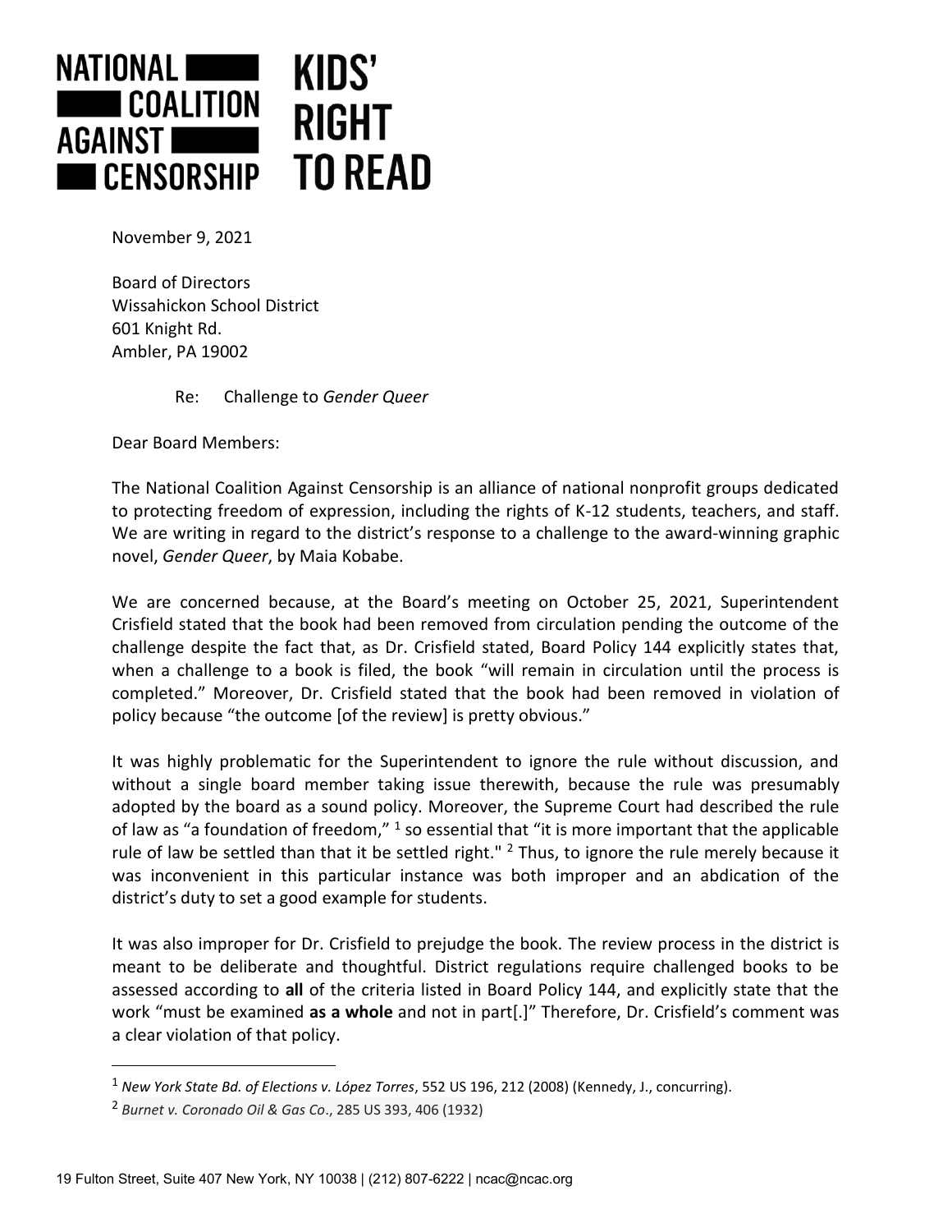NATIONAL COALITION AGAINST CENSORSHIP

KIDS' RIGHT TO READ

November 9, 2021

Board of Directors
Wissahickon School District
601 Knight Rd.
Ambler, PA 19002

Re: Challenge to *Gender Queer*

Dear Board Members:

The National Coalition Against Censorship is an alliance of national nonprofit groups dedicated to protecting freedom of expression, including the rights of K-12 students, teachers, and staff. We are writing in regard to the district's response to a challenge to the award-winning graphic novel, *Gender Queer*, by Maia Kobabe.

We are concerned because, at the Board's meeting on October 25, 2021, Superintendent Crisfield stated that the book had been removed from circulation pending the outcome of the challenge despite the fact that, as Dr. Crisfield stated, Board Policy 144 explicitly states that, when a challenge to a book is filed, the book "will remain in circulation until the process is completed." Moreover, Dr. Crisfield stated that the book had been removed in violation of policy because "the outcome [of the review] is pretty obvious."

It was highly problematic for the Superintendent to ignore the rule without discussion, and without a single board member taking issue therewith, because the rule was presumably adopted by the board as a sound policy. Moreover, the Supreme Court had described the rule of law as "a foundation of freedom," [1] so essential that "it is more important that the applicable rule of law be settled than that it be settled right." [2] Thus, to ignore the rule merely because it was inconvenient in this particular instance was both improper and an abdication of the district's duty to set a good example for students.

It was also improper for Dr. Crisfield to prejudge the book. The review process in the district is meant to be deliberate and thoughtful. District regulations require challenged books to be assessed according to **all** of the criteria listed in Board Policy 144, and explicitly state that the work "must be examined **as a whole** and not in part[.]" Therefore, Dr. Crisfield's comment was a clear violation of that policy.

---

[1] *New York State Bd. of Elections v. López Torres*, 552 US 196, 212 (2008) (Kennedy, J., concurring).

[2] *Burnet v. Coronado Oil & Gas Co*., 285 US 393, 406 (1932)

19 Fulton Street, Suite 407 New York, NY 10038 | (212) 807-6222 | ncac@ncac.org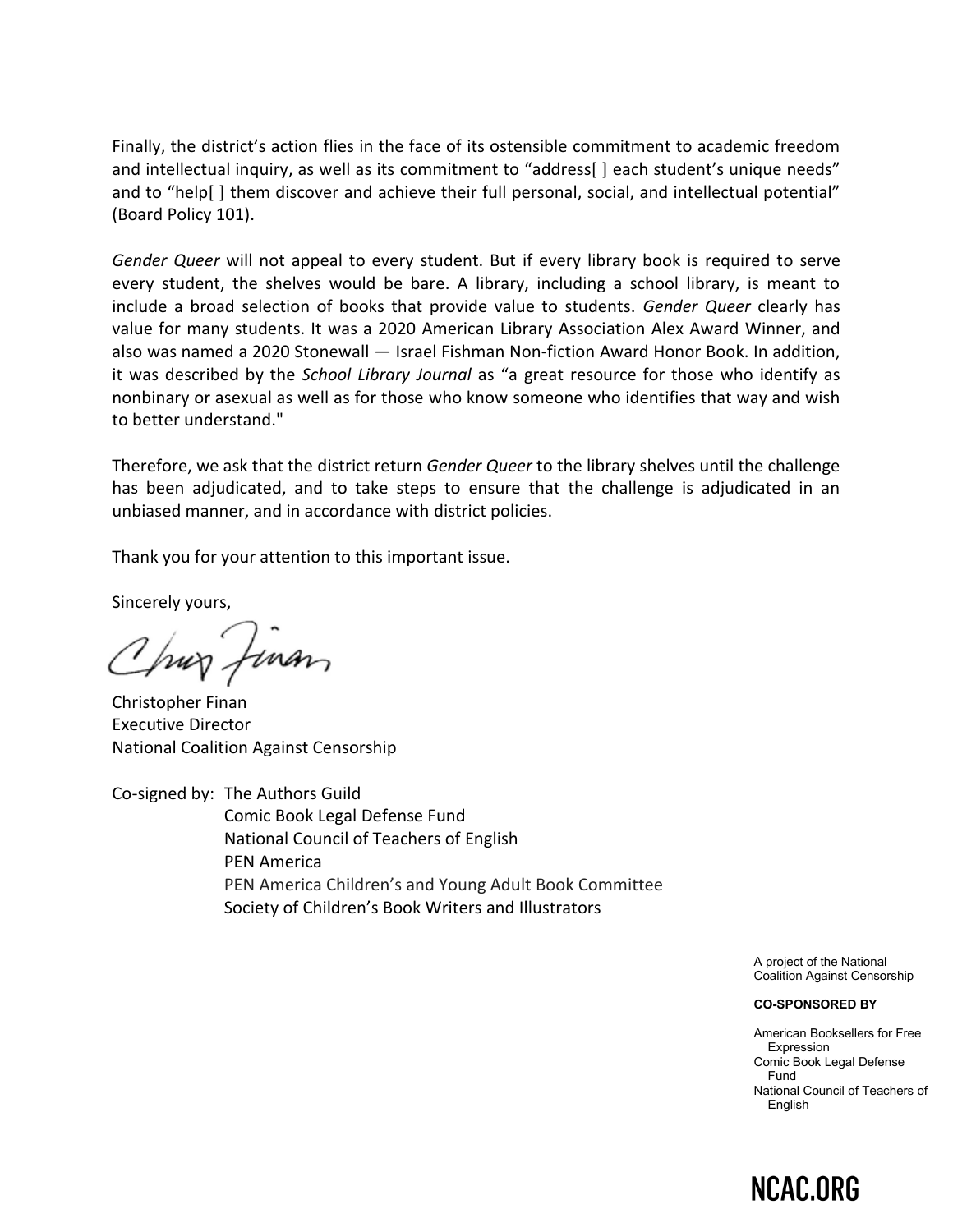Finally, the district's action flies in the face of its ostensible commitment to academic freedom and intellectual inquiry, as well as its commitment to "address[ ] each student's unique needs" and to "help[ ] them discover and achieve their full personal, social, and intellectual potential" (Board Policy 101).

*Gender Queer* will not appeal to every student. But if every library book is required to serve every student, the shelves would be bare. A library, including a school library, is meant to include a broad selection of books that provide value to students. *Gender Queer* clearly has value for many students. It was a 2020 American Library Association Alex Award Winner, and also was named a 2020 Stonewall — Israel Fishman Non-fiction Award Honor Book. In addition, it was described by the *School Library Journal* as "a great resource for those who identify as nonbinary or asexual as well as for those who know someone who identifies that way and wish to better understand."

Therefore, we ask that the district return *Gender Queer* to the library shelves until the challenge has been adjudicated, and to take steps to ensure that the challenge is adjudicated in an unbiased manner, and in accordance with district policies.

Thank you for your attention to this important issue.

Sincerely yours,

Christopher Finan
Executive Director
National Coalition Against Censorship

Co-signed by: The Authors Guild
Comic Book Legal Defense Fund
National Council of Teachers of English
PEN America
PEN America Children's and Young Adult Book Committee
Society of Children's Book Writers and Illustrators

A project of the National Coalition Against Censorship

**CO-SPONSORED BY**

American Booksellers for Free Expression
Comic Book Legal Defense Fund
National Council of Teachers of English

**NCAC.ORG**